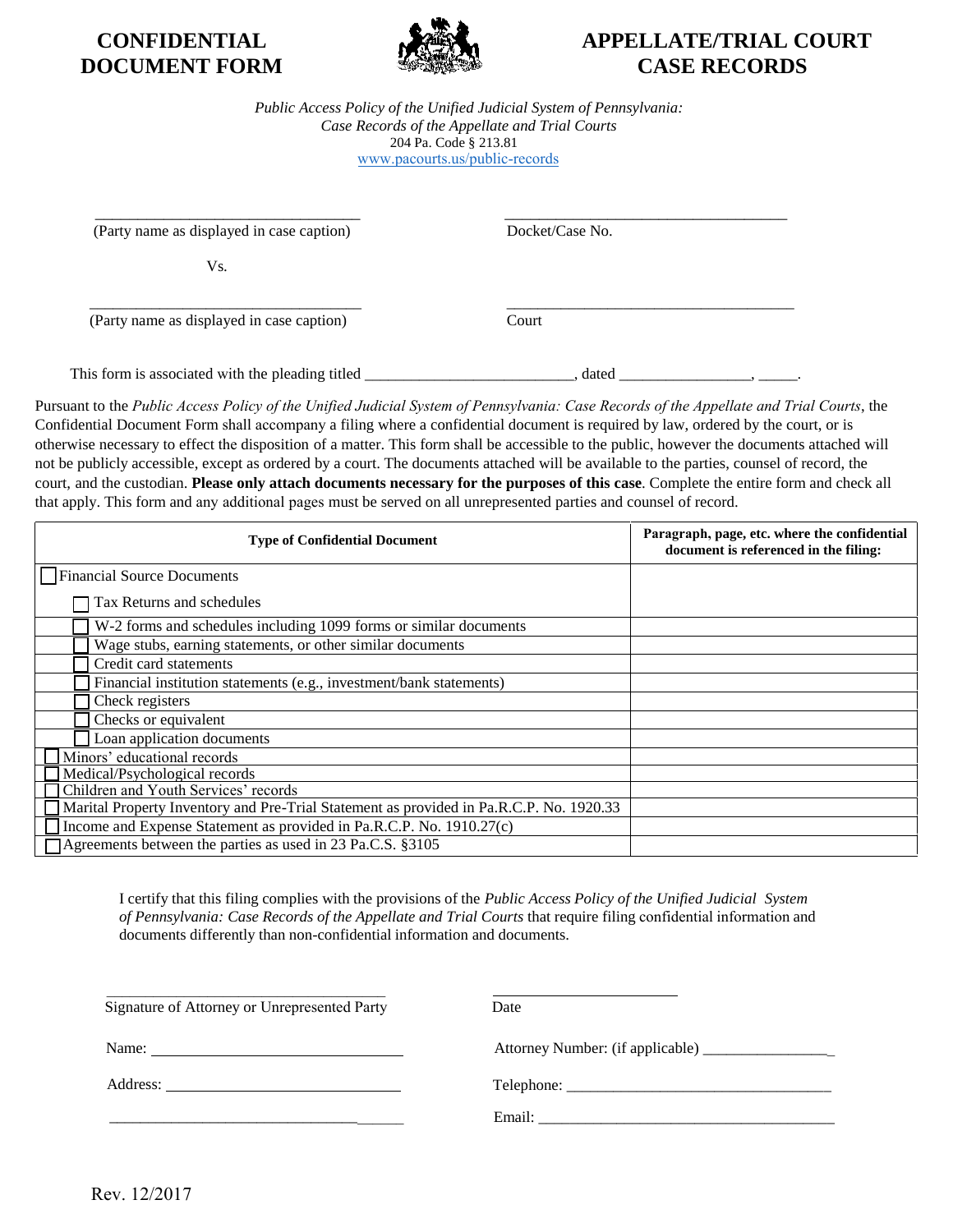# CONFIDENTIAL DOCUMENT FORM

# APPELLATE/TRIAL COURT CASE RECORDS

*Public Access Policy of the Unified Judicial System of Pennsylvania: Case Records of the Appellate and Trial Courts*
204 Pa. Code § 213.81
www.pacourts.us/public-records

_______________________________
(Party name as displayed in case caption)

Vs.

_______________________________
(Party name as displayed in case caption)

_______________________________
Docket/Case No.

_______________________________
Court

This form is associated with the pleading titled _________________________, dated ________________, _____.

Pursuant to the *Public Access Policy of the Unified Judicial System of Pennsylvania: Case Records of the Appellate and Trial Courts*, the Confidential Document Form shall accompany a filing where a confidential document is required by law, ordered by the court, or is otherwise necessary to effect the disposition of a matter. This form shall be accessible to the public, however the documents attached will not be publicly accessible, except as ordered by a court. The documents attached will be available to the parties, counsel of record, the court, and the custodian. **Please only attach documents necessary for the purposes of this case**. Complete the entire form and check all that apply. This form and any additional pages must be served on all unrepresented parties and counsel of record.

| Type of Confidential Document | Paragraph, page, etc. where the confidential document is referenced in the filing: |
|---|---|
| ☐ Financial Source Documents<br>☐ Tax Returns and schedules | |
| ☐ W-2 forms and schedules including 1099 forms or similar documents | |
| ☐ Wage stubs, earning statements, or other similar documents | |
| ☐ Credit card statements | |
| ☐ Financial institution statements (e.g., investment/bank statements) | |
| ☐ Check registers | |
| ☐ Checks or equivalent | |
| ☐ Loan application documents | |
| ☐ Minors' educational records | |
| ☐ Medical/Psychological records | |
| ☐ Children and Youth Services' records | |
| ☐ Marital Property Inventory and Pre-Trial Statement as provided in Pa.R.C.P. No. 1920.33 | |
| ☐ Income and Expense Statement as provided in Pa.R.C.P. No. 1910.27(c) | |
| ☐ Agreements between the parties as used in 23 Pa.C.S. §3105 | |

I certify that this filing complies with the provisions of the *Public Access Policy of the Unified Judicial System of Pennsylvania: Case Records of the Appellate and Trial Courts* that require filing confidential information and documents differently than non-confidential information and documents.

_______________________________
Signature of Attorney or Unrepresented Party

_______________________
Date

Name: _______________________________

Address: _____________________________

_____________________________________

Attorney Number: (if applicable) ________________

Telephone: _________________________________

Email: ____________________________________

Rev. 12/2017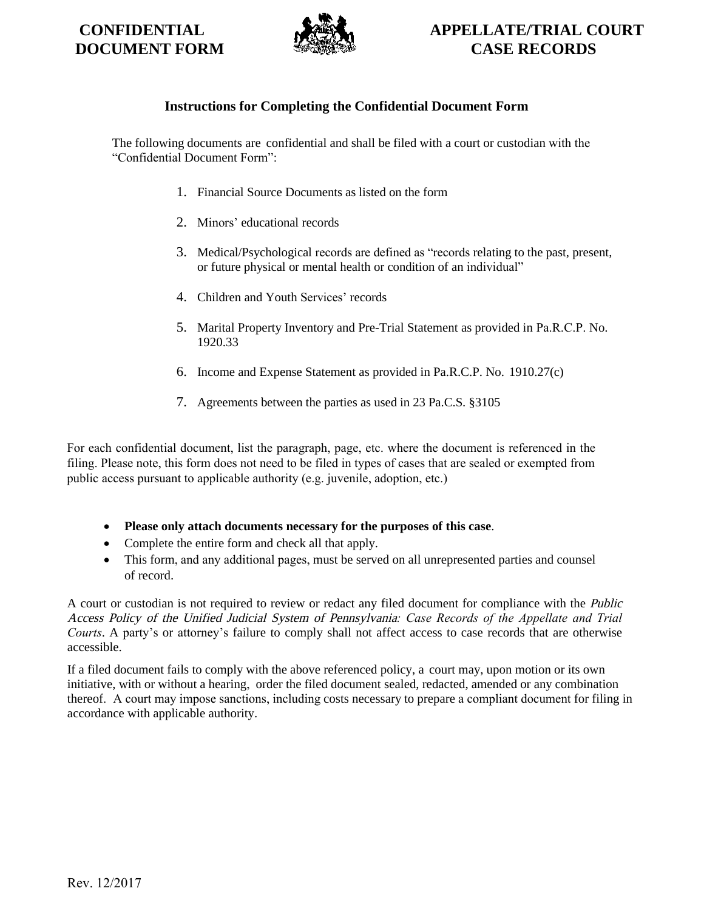**CONFIDENTIAL DOCUMENT FORM**

**APPELLATE/TRIAL COURT CASE RECORDS**

### Instructions for Completing the Confidential Document Form

The following documents are confidential and shall be filed with a court or custodian with the "Confidential Document Form":

1. Financial Source Documents as listed on the form
2. Minors' educational records
3. Medical/Psychological records are defined as "records relating to the past, present, or future physical or mental health or condition of an individual"
4. Children and Youth Services' records
5. Marital Property Inventory and Pre-Trial Statement as provided in Pa.R.C.P. No. 1920.33
6. Income and Expense Statement as provided in Pa.R.C.P. No. 1910.27(c)
7. Agreements between the parties as used in 23 Pa.C.S. §3105

For each confidential document, list the paragraph, page, etc. where the document is referenced in the filing. Please note, this form does not need to be filed in types of cases that are sealed or exempted from public access pursuant to applicable authority (e.g. juvenile, adoption, etc.)

- **Please only attach documents necessary for the purposes of this case**.
- Complete the entire form and check all that apply.
- This form, and any additional pages, must be served on all unrepresented parties and counsel of record.

A court or custodian is not required to review or redact any filed document for compliance with the *Public Access Policy of the Unified Judicial System of Pennsylvania: Case Records of the Appellate and Trial Courts*. A party's or attorney's failure to comply shall not affect access to case records that are otherwise accessible.

If a filed document fails to comply with the above referenced policy, a court may, upon motion or its own initiative, with or without a hearing, order the filed document sealed, redacted, amended or any combination thereof. A court may impose sanctions, including costs necessary to prepare a compliant document for filing in accordance with applicable authority.

Rev. 12/2017